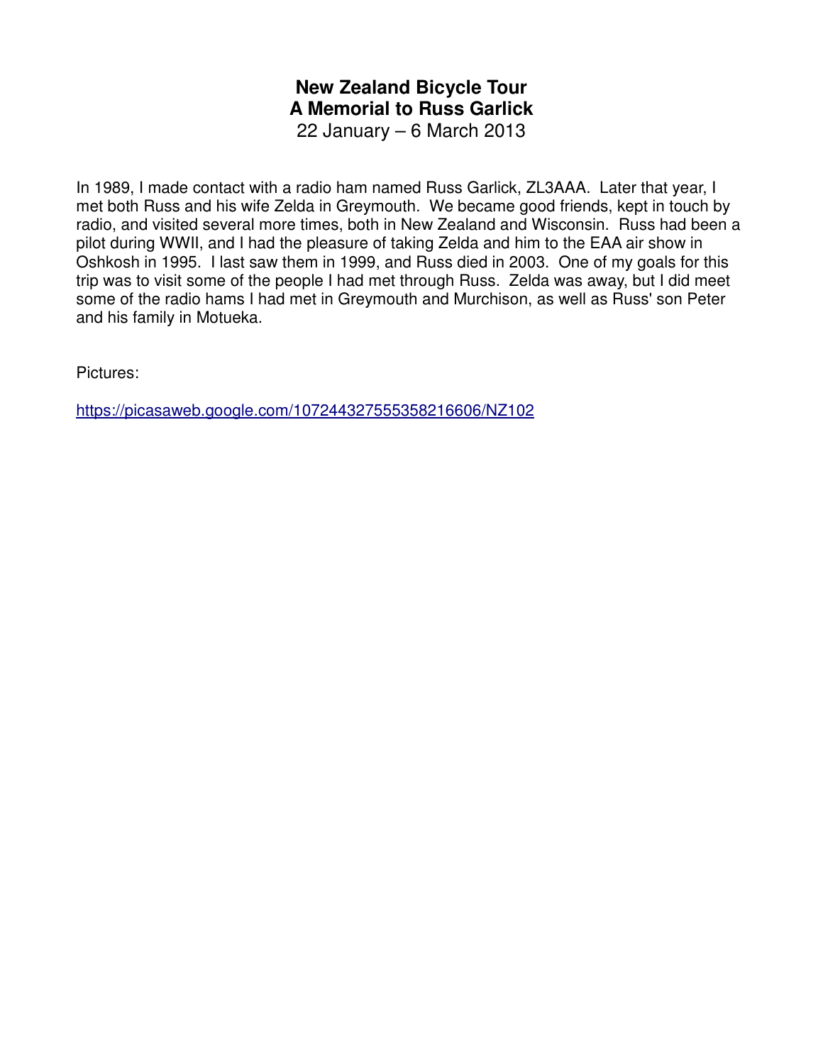# New Zealand Bicycle Tour
# A Memorial to Russ Garlick

22 January – 6 March 2013

In 1989, I made contact with a radio ham named Russ Garlick, ZL3AAA. Later that year, I met both Russ and his wife Zelda in Greymouth. We became good friends, kept in touch by radio, and visited several more times, both in New Zealand and Wisconsin. Russ had been a pilot during WWII, and I had the pleasure of taking Zelda and him to the EAA air show in Oshkosh in 1995. I last saw them in 1999, and Russ died in 2003. One of my goals for this trip was to visit some of the people I had met through Russ. Zelda was away, but I did meet some of the radio hams I had met in Greymouth and Murchison, as well as Russ' son Peter and his family in Motueka.

Pictures:

https://picasaweb.google.com/107244327555358216606/NZ102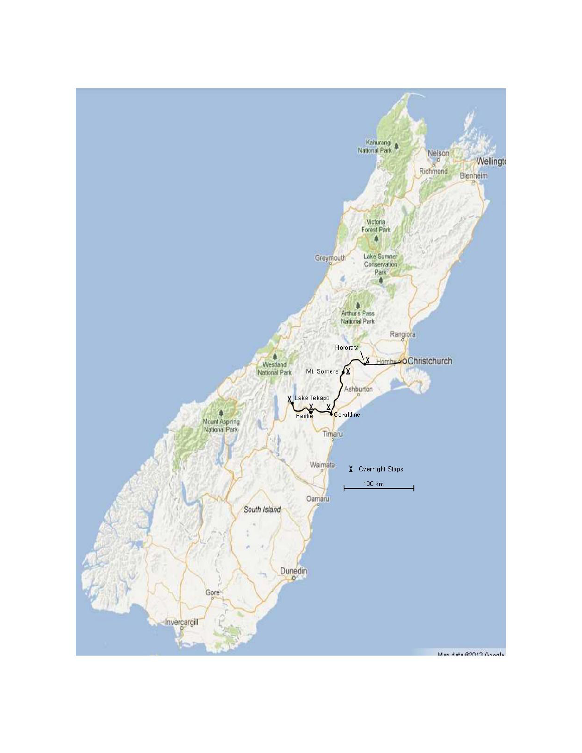Hororata

Hornby

Christchurch

Mt. Somers

Ashburton

Lake Tekapo

Fairlie

Geraldine

Timaru

Overnight Stops

100 km

Map data ©2013 Google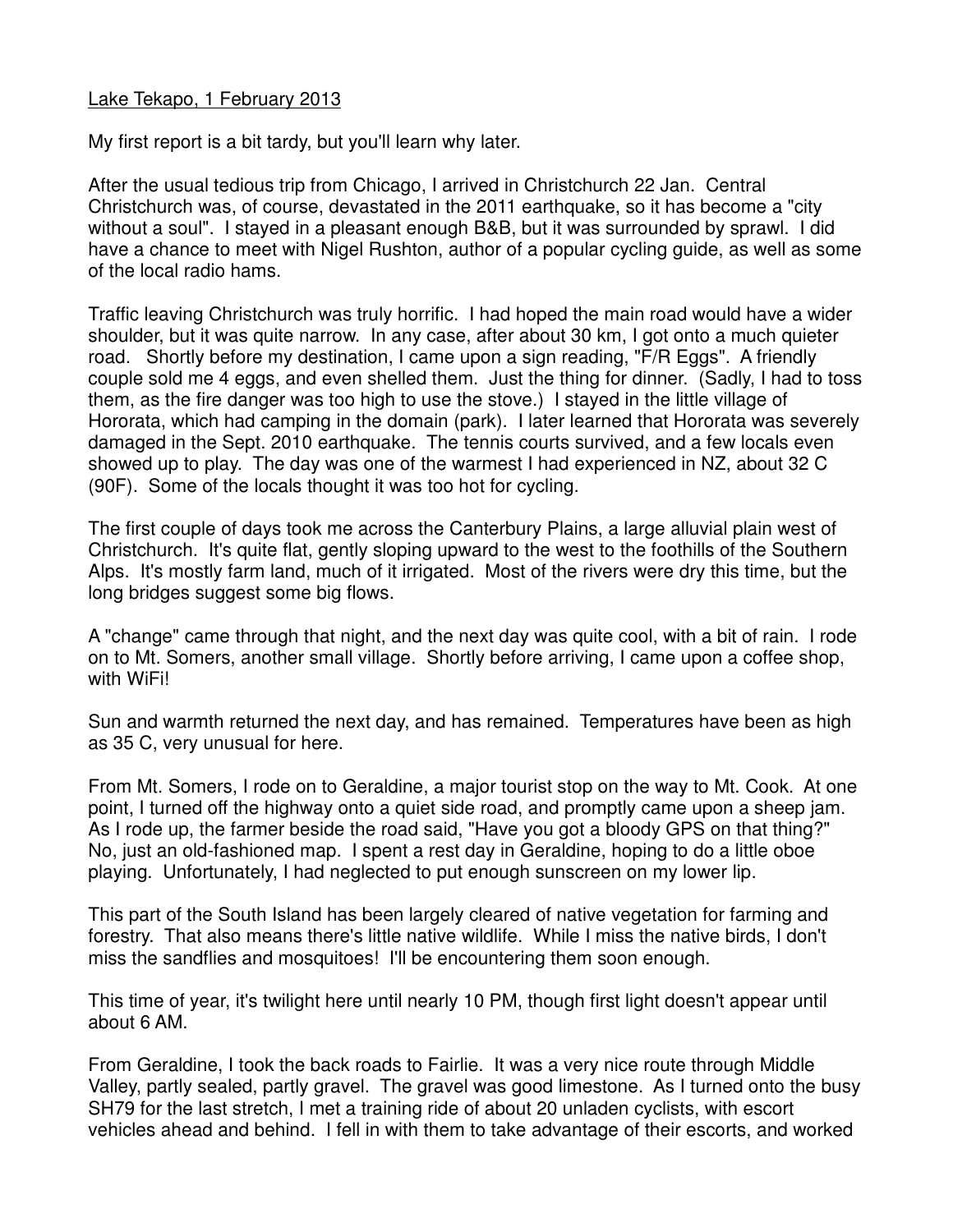Lake Tekapo, 1 February 2013

My first report is a bit tardy, but you'll learn why later.

After the usual tedious trip from Chicago, I arrived in Christchurch 22 Jan. Central Christchurch was, of course, devastated in the 2011 earthquake, so it has become a "city without a soul". I stayed in a pleasant enough B&B, but it was surrounded by sprawl. I did have a chance to meet with Nigel Rushton, author of a popular cycling guide, as well as some of the local radio hams.

Traffic leaving Christchurch was truly horrific. I had hoped the main road would have a wider shoulder, but it was quite narrow. In any case, after about 30 km, I got onto a much quieter road. Shortly before my destination, I came upon a sign reading, "F/R Eggs". A friendly couple sold me 4 eggs, and even shelled them. Just the thing for dinner. (Sadly, I had to toss them, as the fire danger was too high to use the stove.) I stayed in the little village of Hororata, which had camping in the domain (park). I later learned that Hororata was severely damaged in the Sept. 2010 earthquake. The tennis courts survived, and a few locals even showed up to play. The day was one of the warmest I had experienced in NZ, about 32 C (90F). Some of the locals thought it was too hot for cycling.

The first couple of days took me across the Canterbury Plains, a large alluvial plain west of Christchurch. It's quite flat, gently sloping upward to the west to the foothills of the Southern Alps. It's mostly farm land, much of it irrigated. Most of the rivers were dry this time, but the long bridges suggest some big flows.

A "change" came through that night, and the next day was quite cool, with a bit of rain. I rode on to Mt. Somers, another small village. Shortly before arriving, I came upon a coffee shop, with WiFi!

Sun and warmth returned the next day, and has remained. Temperatures have been as high as 35 C, very unusual for here.

From Mt. Somers, I rode on to Geraldine, a major tourist stop on the way to Mt. Cook. At one point, I turned off the highway onto a quiet side road, and promptly came upon a sheep jam. As I rode up, the farmer beside the road said, "Have you got a bloody GPS on that thing?" No, just an old-fashioned map. I spent a rest day in Geraldine, hoping to do a little oboe playing. Unfortunately, I had neglected to put enough sunscreen on my lower lip.

This part of the South Island has been largely cleared of native vegetation for farming and forestry. That also means there's little native wildlife. While I miss the native birds, I don't miss the sandflies and mosquitoes! I'll be encountering them soon enough.

This time of year, it's twilight here until nearly 10 PM, though first light doesn't appear until about 6 AM.

From Geraldine, I took the back roads to Fairlie. It was a very nice route through Middle Valley, partly sealed, partly gravel. The gravel was good limestone. As I turned onto the busy SH79 for the last stretch, I met a training ride of about 20 unladen cyclists, with escort vehicles ahead and behind. I fell in with them to take advantage of their escorts, and worked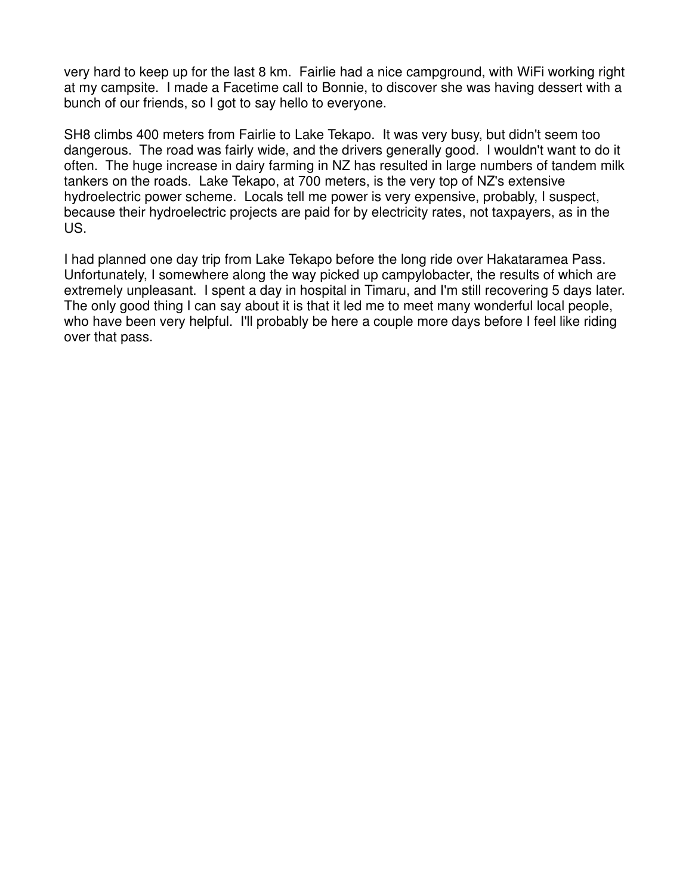very hard to keep up for the last 8 km.  Fairlie had a nice campground, with WiFi working right at my campsite.  I made a Facetime call to Bonnie, to discover she was having dessert with a bunch of our friends, so I got to say hello to everyone.

SH8 climbs 400 meters from Fairlie to Lake Tekapo.  It was very busy, but didn't seem too dangerous.  The road was fairly wide, and the drivers generally good.  I wouldn't want to do it often.  The huge increase in dairy farming in NZ has resulted in large numbers of tandem milk tankers on the roads.  Lake Tekapo, at 700 meters, is the very top of NZ's extensive hydroelectric power scheme.  Locals tell me power is very expensive, probably, I suspect, because their hydroelectric projects are paid for by electricity rates, not taxpayers, as in the US.

I had planned one day trip from Lake Tekapo before the long ride over Hakataramea Pass. Unfortunately, I somewhere along the way picked up campylobacter, the results of which are extremely unpleasant.  I spent a day in hospital in Timaru, and I'm still recovering 5 days later. The only good thing I can say about it is that it led me to meet many wonderful local people, who have been very helpful.  I'll probably be here a couple more days before I feel like riding over that pass.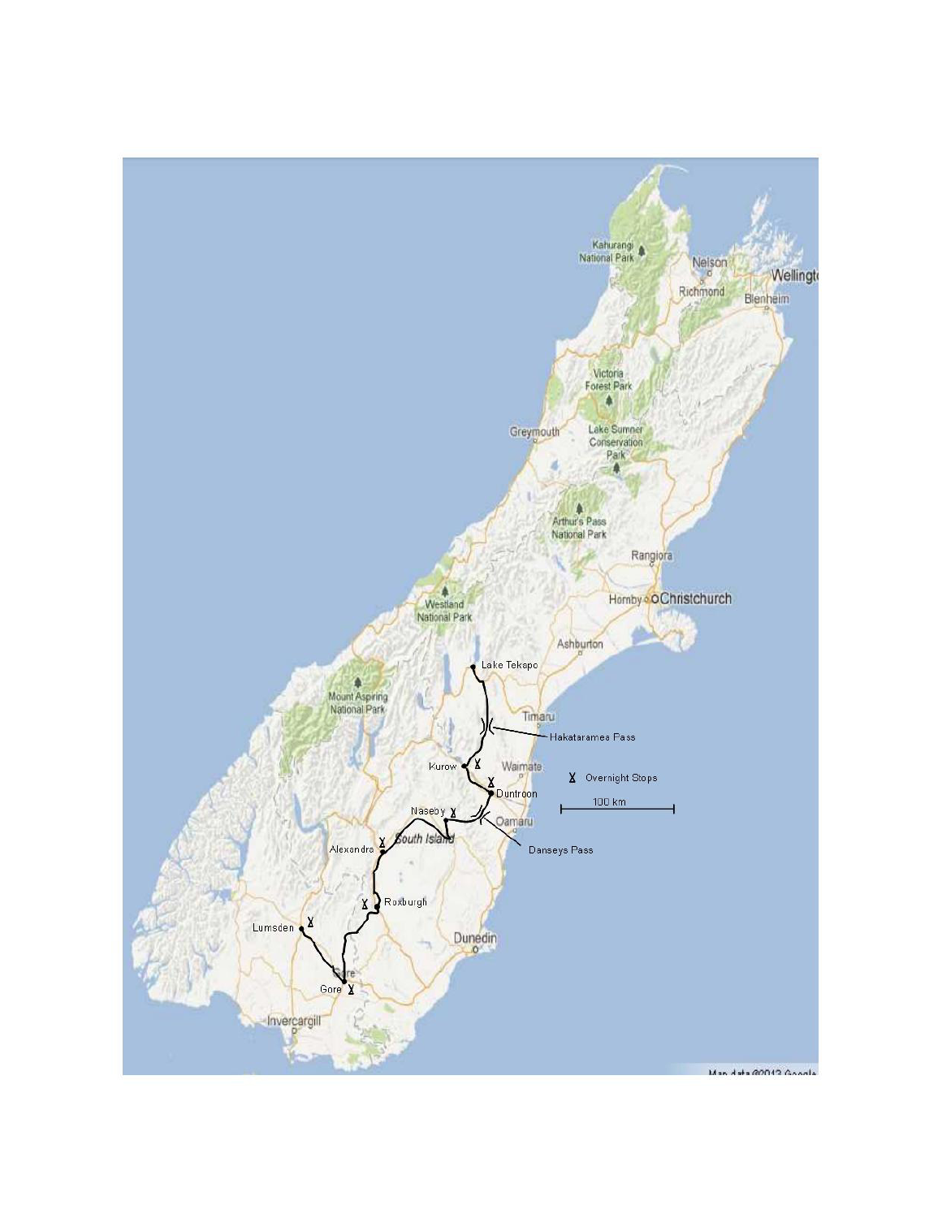Lake Tekapo

Hakataramea Pass

Kurow

Duntroon

Naseby

Danseys Pass

Alexandra

Roxburgh

Lumsden

Gore

Overnight Stops

100 km

Map data ©2013 Google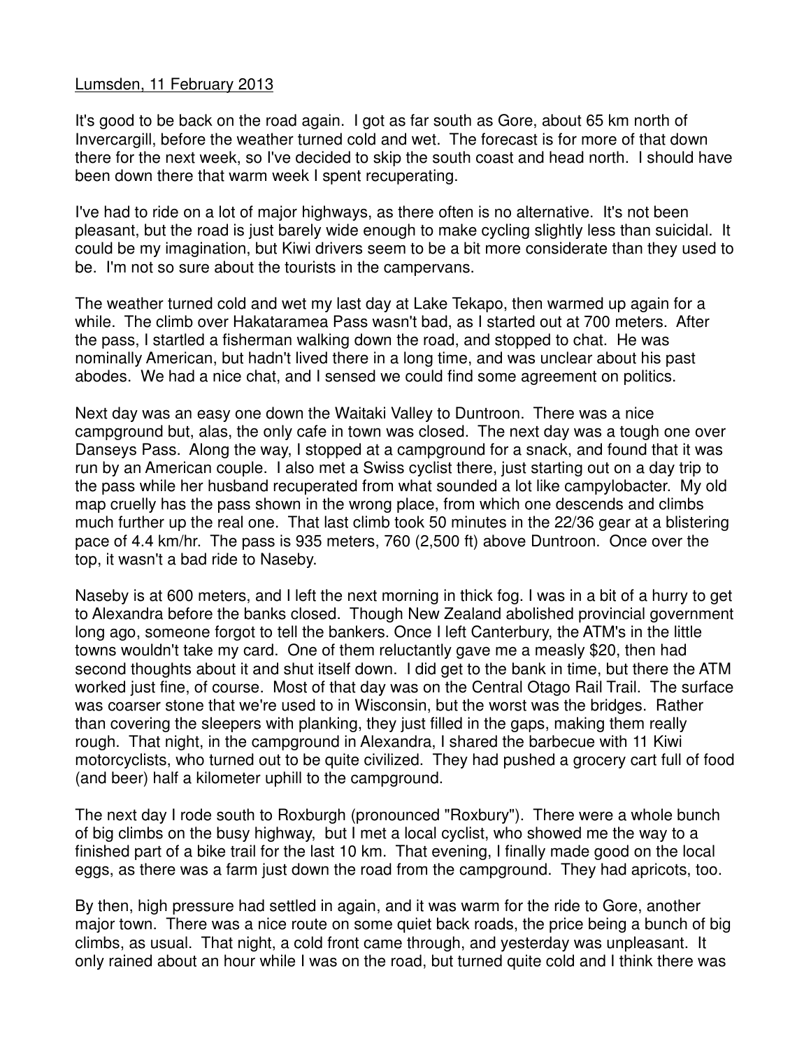Lumsden, 11 February 2013

It's good to be back on the road again. I got as far south as Gore, about 65 km north of Invercargill, before the weather turned cold and wet. The forecast is for more of that down there for the next week, so I've decided to skip the south coast and head north. I should have been down there that warm week I spent recuperating.

I've had to ride on a lot of major highways, as there often is no alternative. It's not been pleasant, but the road is just barely wide enough to make cycling slightly less than suicidal. It could be my imagination, but Kiwi drivers seem to be a bit more considerate than they used to be. I'm not so sure about the tourists in the campervans.

The weather turned cold and wet my last day at Lake Tekapo, then warmed up again for a while. The climb over Hakataramea Pass wasn't bad, as I started out at 700 meters. After the pass, I startled a fisherman walking down the road, and stopped to chat. He was nominally American, but hadn't lived there in a long time, and was unclear about his past abodes. We had a nice chat, and I sensed we could find some agreement on politics.

Next day was an easy one down the Waitaki Valley to Duntroon. There was a nice campground but, alas, the only cafe in town was closed. The next day was a tough one over Danseys Pass. Along the way, I stopped at a campground for a snack, and found that it was run by an American couple. I also met a Swiss cyclist there, just starting out on a day trip to the pass while her husband recuperated from what sounded a lot like campylobacter. My old map cruelly has the pass shown in the wrong place, from which one descends and climbs much further up the real one. That last climb took 50 minutes in the 22/36 gear at a blistering pace of 4.4 km/hr. The pass is 935 meters, 760 (2,500 ft) above Duntroon. Once over the top, it wasn't a bad ride to Naseby.

Naseby is at 600 meters, and I left the next morning in thick fog. I was in a bit of a hurry to get to Alexandra before the banks closed. Though New Zealand abolished provincial government long ago, someone forgot to tell the bankers. Once I left Canterbury, the ATM's in the little towns wouldn't take my card. One of them reluctantly gave me a measly $20, then had second thoughts about it and shut itself down. I did get to the bank in time, but there the ATM worked just fine, of course. Most of that day was on the Central Otago Rail Trail. The surface was coarser stone that we're used to in Wisconsin, but the worst was the bridges. Rather than covering the sleepers with planking, they just filled in the gaps, making them really rough. That night, in the campground in Alexandra, I shared the barbecue with 11 Kiwi motorcyclists, who turned out to be quite civilized. They had pushed a grocery cart full of food (and beer) half a kilometer uphill to the campground.

The next day I rode south to Roxburgh (pronounced "Roxbury"). There were a whole bunch of big climbs on the busy highway, but I met a local cyclist, who showed me the way to a finished part of a bike trail for the last 10 km. That evening, I finally made good on the local eggs, as there was a farm just down the road from the campground. They had apricots, too.

By then, high pressure had settled in again, and it was warm for the ride to Gore, another major town. There was a nice route on some quiet back roads, the price being a bunch of big climbs, as usual. That night, a cold front came through, and yesterday was unpleasant. It only rained about an hour while I was on the road, but turned quite cold and I think there was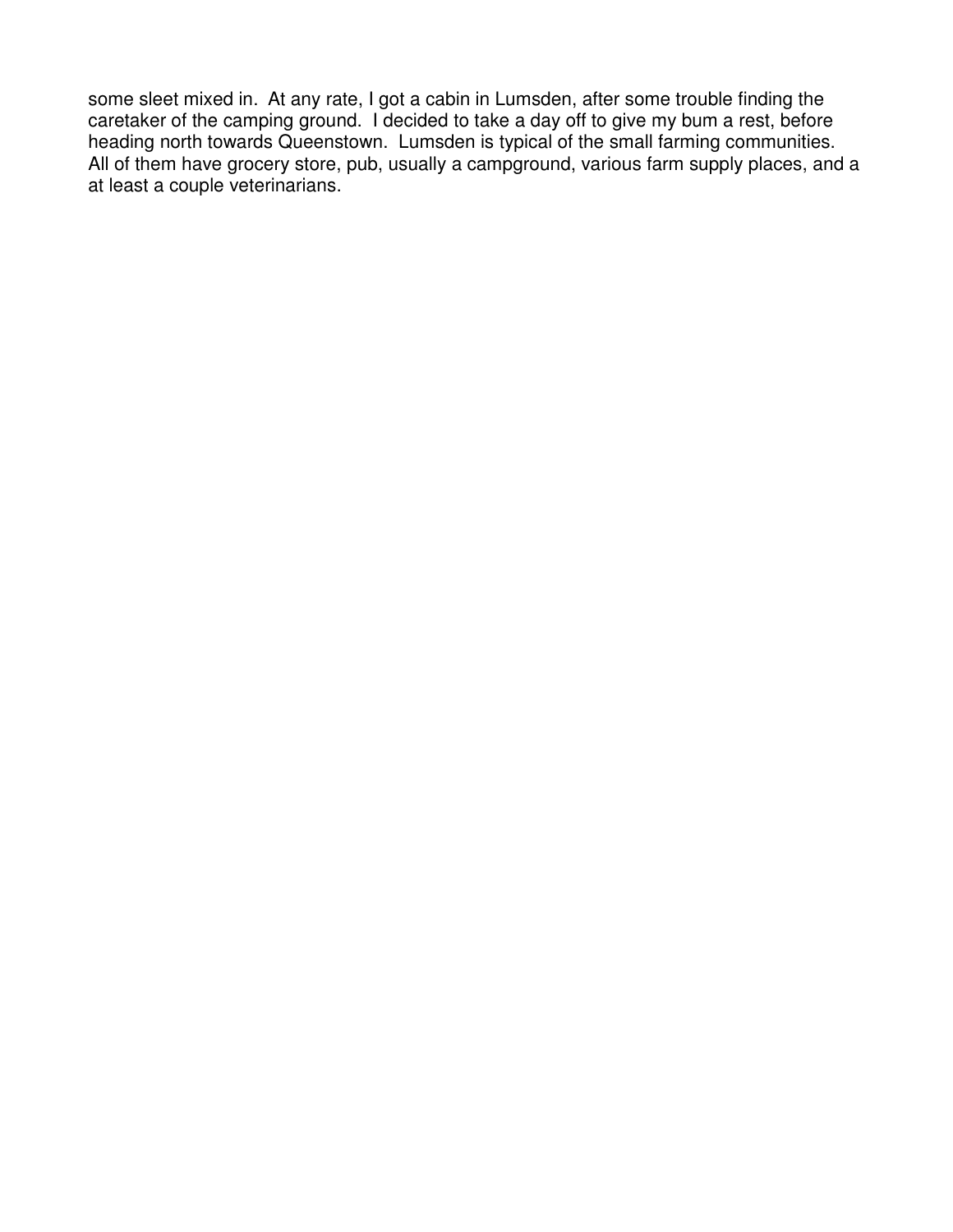some sleet mixed in. At any rate, I got a cabin in Lumsden, after some trouble finding the caretaker of the camping ground. I decided to take a day off to give my bum a rest, before heading north towards Queenstown. Lumsden is typical of the small farming communities. All of them have grocery store, pub, usually a campground, various farm supply places, and a at least a couple veterinarians.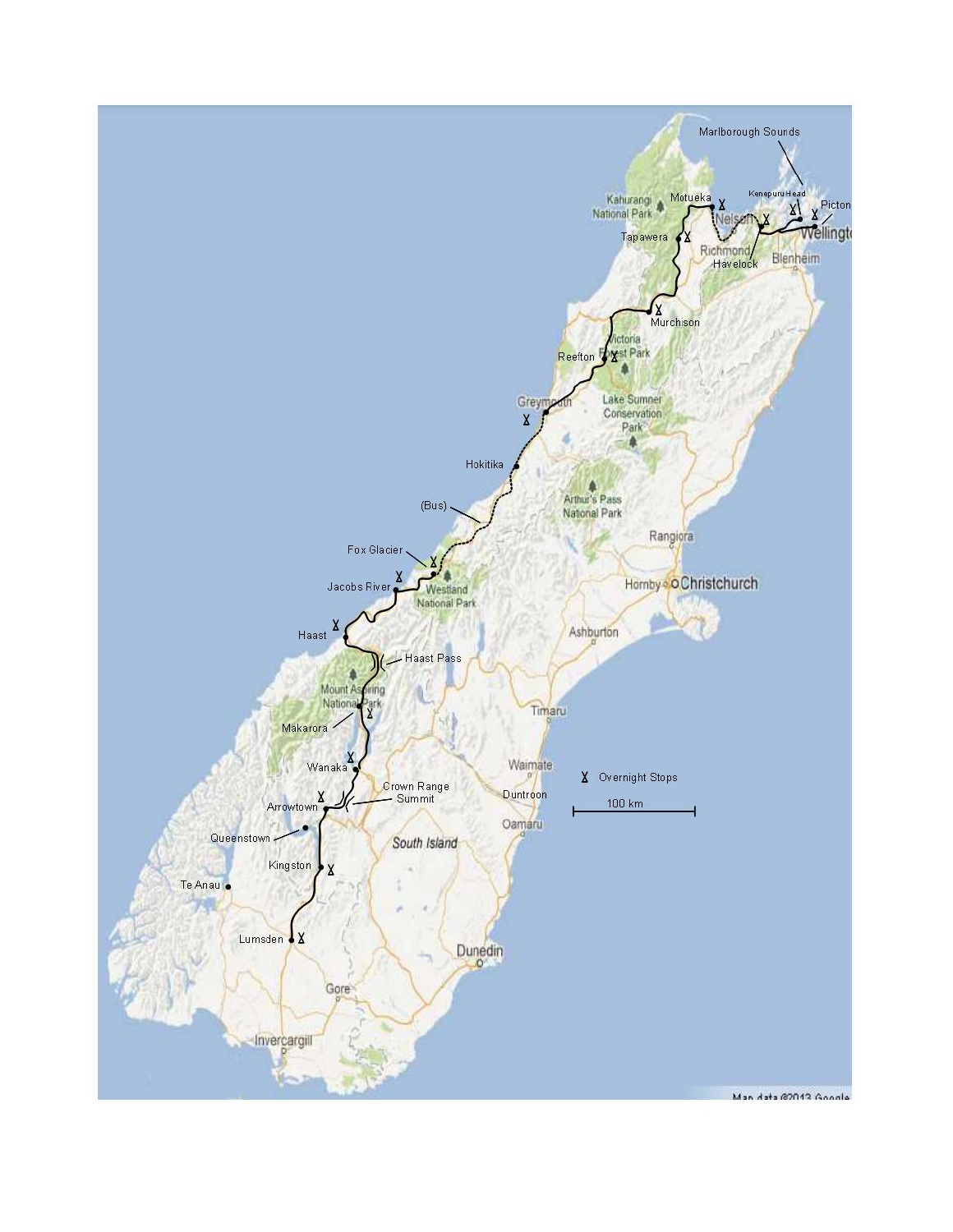Marlborough Sounds

Kenepuru Head

Picton

Wellington

Motueka

Nelson

Kahurangi National Park

Tapawera

Richmond

Havelock

Blenheim

Murchison

Victoria Forest Park

Reefton

Greymouth

Lake Sumner Conservation Park

Hokitika

Arthur's Pass National Park

(Bus)

Rangiora

Fox Glacier

Jacobs River

Westland National Park

Hornby

Christchurch

Haast

Haast Pass

Ashburton

Mount Aspiring National Park

Makarora

Timaru

Wanaka

Waimate

Crown Range Summit

Arrowtown

Duntroon

Queenstown

Oamaru

South Island

Kingston

Te Anau

Lumsden

Dunedin

Gore

Invercargill

Overnight Stops

100 km

Map data ©2013 Google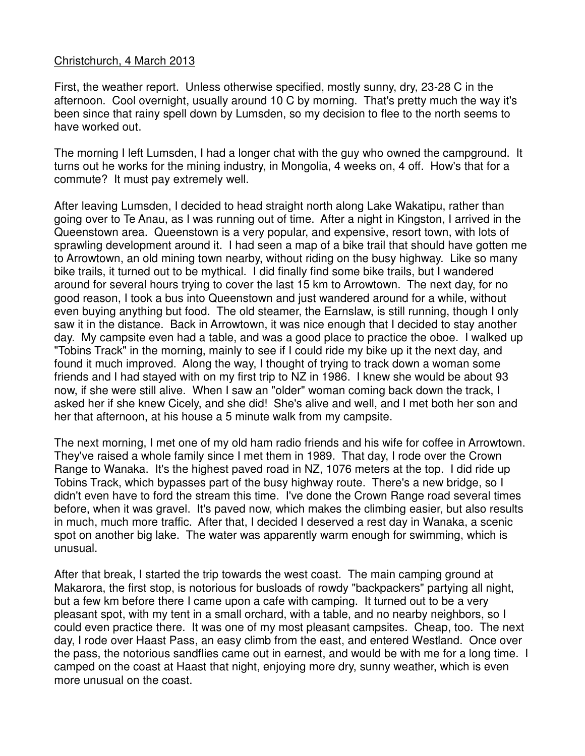Christchurch, 4 March 2013

First, the weather report. Unless otherwise specified, mostly sunny, dry, 23-28 C in the afternoon. Cool overnight, usually around 10 C by morning. That's pretty much the way it's been since that rainy spell down by Lumsden, so my decision to flee to the north seems to have worked out.

The morning I left Lumsden, I had a longer chat with the guy who owned the campground. It turns out he works for the mining industry, in Mongolia, 4 weeks on, 4 off. How's that for a commute? It must pay extremely well.

After leaving Lumsden, I decided to head straight north along Lake Wakatipu, rather than going over to Te Anau, as I was running out of time. After a night in Kingston, I arrived in the Queenstown area. Queenstown is a very popular, and expensive, resort town, with lots of sprawling development around it. I had seen a map of a bike trail that should have gotten me to Arrowtown, an old mining town nearby, without riding on the busy highway. Like so many bike trails, it turned out to be mythical. I did finally find some bike trails, but I wandered around for several hours trying to cover the last 15 km to Arrowtown. The next day, for no good reason, I took a bus into Queenstown and just wandered around for a while, without even buying anything but food. The old steamer, the Earnslaw, is still running, though I only saw it in the distance. Back in Arrowtown, it was nice enough that I decided to stay another day. My campsite even had a table, and was a good place to practice the oboe. I walked up "Tobins Track" in the morning, mainly to see if I could ride my bike up it the next day, and found it much improved. Along the way, I thought of trying to track down a woman some friends and I had stayed with on my first trip to NZ in 1986. I knew she would be about 93 now, if she were still alive. When I saw an "older" woman coming back down the track, I asked her if she knew Cicely, and she did! She's alive and well, and I met both her son and her that afternoon, at his house a 5 minute walk from my campsite.

The next morning, I met one of my old ham radio friends and his wife for coffee in Arrowtown. They've raised a whole family since I met them in 1989. That day, I rode over the Crown Range to Wanaka. It's the highest paved road in NZ, 1076 meters at the top. I did ride up Tobins Track, which bypasses part of the busy highway route. There's a new bridge, so I didn't even have to ford the stream this time. I've done the Crown Range road several times before, when it was gravel. It's paved now, which makes the climbing easier, but also results in much, much more traffic. After that, I decided I deserved a rest day in Wanaka, a scenic spot on another big lake. The water was apparently warm enough for swimming, which is unusual.

After that break, I started the trip towards the west coast. The main camping ground at Makarora, the first stop, is notorious for busloads of rowdy "backpackers" partying all night, but a few km before there I came upon a cafe with camping. It turned out to be a very pleasant spot, with my tent in a small orchard, with a table, and no nearby neighbors, so I could even practice there. It was one of my most pleasant campsites. Cheap, too. The next day, I rode over Haast Pass, an easy climb from the east, and entered Westland. Once over the pass, the notorious sandflies came out in earnest, and would be with me for a long time. I camped on the coast at Haast that night, enjoying more dry, sunny weather, which is even more unusual on the coast.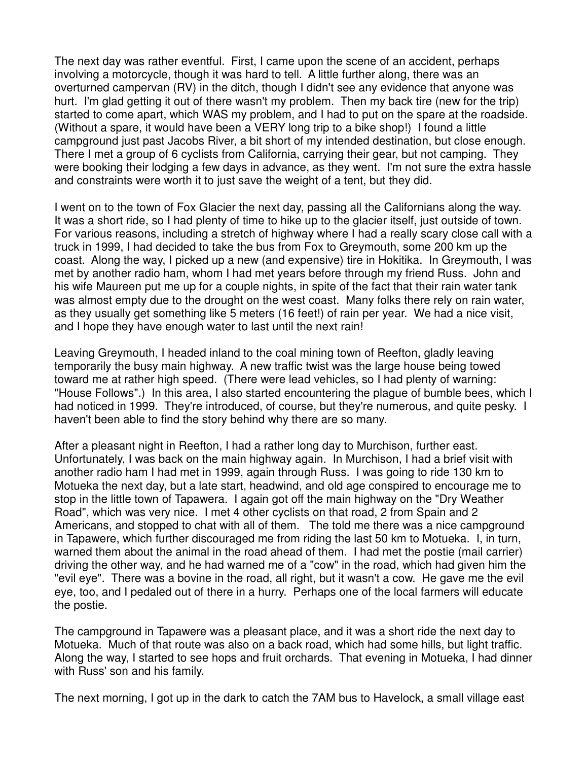The next day was rather eventful. First, I came upon the scene of an accident, perhaps involving a motorcycle, though it was hard to tell. A little further along, there was an overturned campervan (RV) in the ditch, though I didn't see any evidence that anyone was hurt. I'm glad getting it out of there wasn't my problem. Then my back tire (new for the trip) started to come apart, which WAS my problem, and I had to put on the spare at the roadside. (Without a spare, it would have been a VERY long trip to a bike shop!) I found a little campground just past Jacobs River, a bit short of my intended destination, but close enough. There I met a group of 6 cyclists from California, carrying their gear, but not camping. They were booking their lodging a few days in advance, as they went. I'm not sure the extra hassle and constraints were worth it to just save the weight of a tent, but they did.

I went on to the town of Fox Glacier the next day, passing all the Californians along the way. It was a short ride, so I had plenty of time to hike up to the glacier itself, just outside of town. For various reasons, including a stretch of highway where I had a really scary close call with a truck in 1999, I had decided to take the bus from Fox to Greymouth, some 200 km up the coast. Along the way, I picked up a new (and expensive) tire in Hokitika. In Greymouth, I was met by another radio ham, whom I had met years before through my friend Russ. John and his wife Maureen put me up for a couple nights, in spite of the fact that their rain water tank was almost empty due to the drought on the west coast. Many folks there rely on rain water, as they usually get something like 5 meters (16 feet!) of rain per year. We had a nice visit, and I hope they have enough water to last until the next rain!

Leaving Greymouth, I headed inland to the coal mining town of Reefton, gladly leaving temporarily the busy main highway. A new traffic twist was the large house being towed toward me at rather high speed. (There were lead vehicles, so I had plenty of warning: "House Follows".) In this area, I also started encountering the plague of bumble bees, which I had noticed in 1999. They're introduced, of course, but they're numerous, and quite pesky. I haven't been able to find the story behind why there are so many.

After a pleasant night in Reefton, I had a rather long day to Murchison, further east. Unfortunately, I was back on the main highway again. In Murchison, I had a brief visit with another radio ham I had met in 1999, again through Russ. I was going to ride 130 km to Motueka the next day, but a late start, headwind, and old age conspired to encourage me to stop in the little town of Tapawera. I again got off the main highway on the "Dry Weather Road", which was very nice. I met 4 other cyclists on that road, 2 from Spain and 2 Americans, and stopped to chat with all of them. The told me there was a nice campground in Tapawere, which further discouraged me from riding the last 50 km to Motueka. I, in turn, warned them about the animal in the road ahead of them. I had met the postie (mail carrier) driving the other way, and he had warned me of a "cow" in the road, which had given him the "evil eye". There was a bovine in the road, all right, but it wasn't a cow. He gave me the evil eye, too, and I pedaled out of there in a hurry. Perhaps one of the local farmers will educate the postie.

The campground in Tapawere was a pleasant place, and it was a short ride the next day to Motueka. Much of that route was also on a back road, which had some hills, but light traffic. Along the way, I started to see hops and fruit orchards. That evening in Motueka, I had dinner with Russ' son and his family.

The next morning, I got up in the dark to catch the 7AM bus to Havelock, a small village east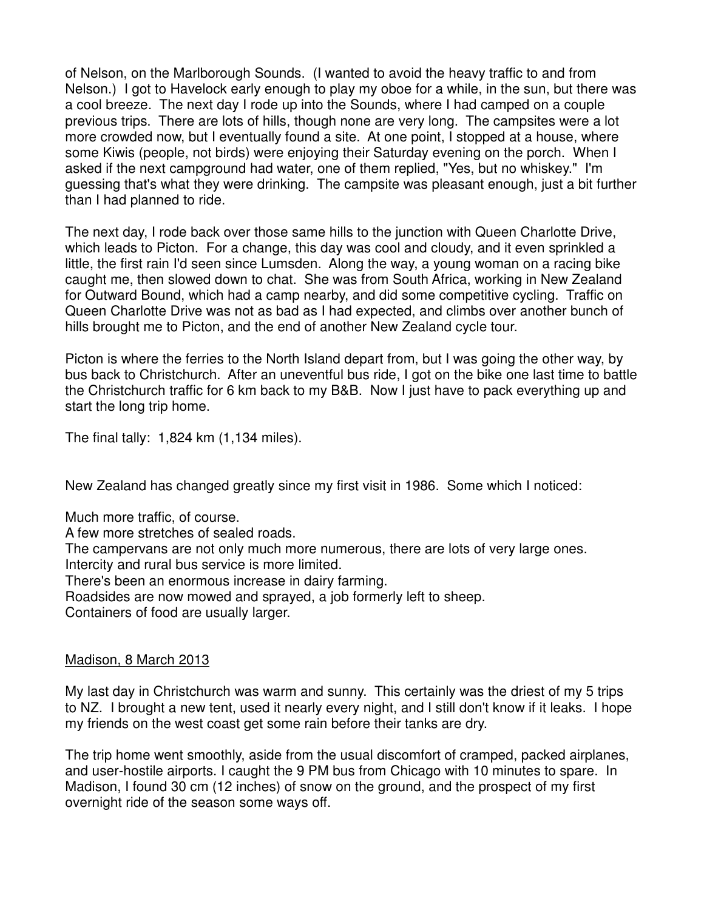of Nelson, on the Marlborough Sounds. (I wanted to avoid the heavy traffic to and from Nelson.) I got to Havelock early enough to play my oboe for a while, in the sun, but there was a cool breeze. The next day I rode up into the Sounds, where I had camped on a couple previous trips. There are lots of hills, though none are very long. The campsites were a lot more crowded now, but I eventually found a site. At one point, I stopped at a house, where some Kiwis (people, not birds) were enjoying their Saturday evening on the porch. When I asked if the next campground had water, one of them replied, "Yes, but no whiskey." I'm guessing that's what they were drinking. The campsite was pleasant enough, just a bit further than I had planned to ride.

The next day, I rode back over those same hills to the junction with Queen Charlotte Drive, which leads to Picton. For a change, this day was cool and cloudy, and it even sprinkled a little, the first rain I'd seen since Lumsden. Along the way, a young woman on a racing bike caught me, then slowed down to chat. She was from South Africa, working in New Zealand for Outward Bound, which had a camp nearby, and did some competitive cycling. Traffic on Queen Charlotte Drive was not as bad as I had expected, and climbs over another bunch of hills brought me to Picton, and the end of another New Zealand cycle tour.

Picton is where the ferries to the North Island depart from, but I was going the other way, by bus back to Christchurch. After an uneventful bus ride, I got on the bike one last time to battle the Christchurch traffic for 6 km back to my B&B. Now I just have to pack everything up and start the long trip home.

The final tally: 1,824 km (1,134 miles).

New Zealand has changed greatly since my first visit in 1986. Some which I noticed:

Much more traffic, of course.
A few more stretches of sealed roads.
The campervans are not only much more numerous, there are lots of very large ones.
Intercity and rural bus service is more limited.
There's been an enormous increase in dairy farming.
Roadsides are now mowed and sprayed, a job formerly left to sheep.
Containers of food are usually larger.

<u>Madison, 8 March 2013</u>

My last day in Christchurch was warm and sunny. This certainly was the driest of my 5 trips to NZ. I brought a new tent, used it nearly every night, and I still don't know if it leaks. I hope my friends on the west coast get some rain before their tanks are dry.

The trip home went smoothly, aside from the usual discomfort of cramped, packed airplanes, and user-hostile airports. I caught the 9 PM bus from Chicago with 10 minutes to spare. In Madison, I found 30 cm (12 inches) of snow on the ground, and the prospect of my first overnight ride of the season some ways off.